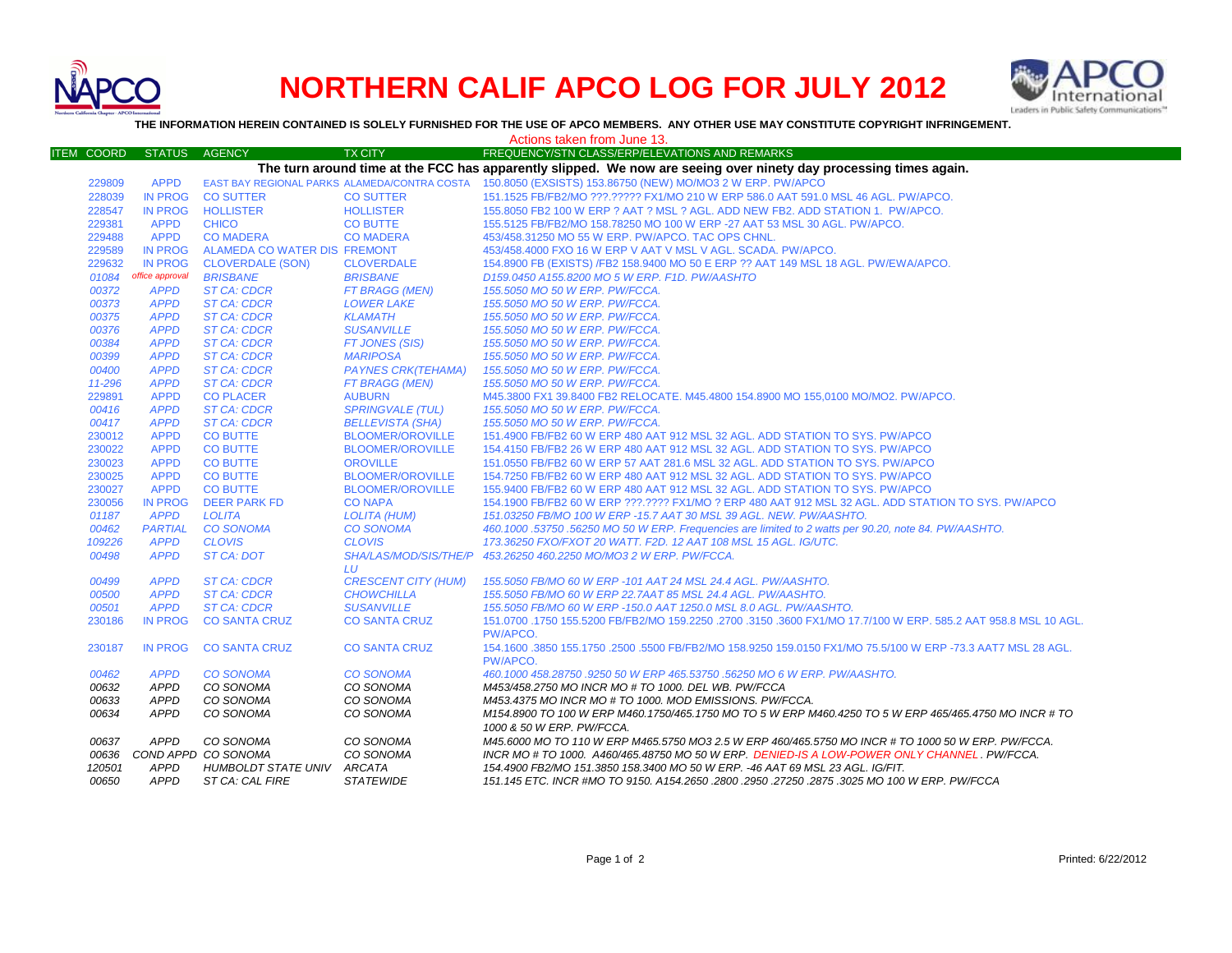# NORTHERN CALIF APCO LOG FOR JULY 2012

**THE INFORMATION HEREIN CONTAINED IS SOLELY FURNISHED FOR THE USE OF APCO MEMBERS. ANY OTHER USE MAY CONSTITUTE COPYRIGHT INFRINGEMENT.**

Actions taken from June 13.

| ITEM | COORD | STATUS | AGENCY | TX CITY | FREQUENCY/STN CLASS/ERP/ELEVATIONS AND REMARKS |
|---|---|---|---|---|---|
| | | | | | **The turn around time at the FCC has apparently slipped. We now are seeing over ninety day processing times again.** |
| | 229809 | APPD | EAST BAY REGIONAL PARKS | ALAMEDA/CONTRA COSTA | 150.8050 (EXSISTS) 153.86750 (NEW) MO/MO3 2 W ERP. PW/APCO |
| | 228039 | IN PROG | CO SUTTER | CO SUTTER | 151.1525 FB/FB2/MO ???.????? FX1/MO 210 W ERP 586.0 AAT 591.0 MSL 46 AGL. PW/APCO. |
| | 228547 | IN PROG | HOLLISTER | HOLLISTER | 155.8050 FB2 100 W ERP ? AAT ? MSL ? AGL. ADD NEW FB2. ADD STATION 1. PW/APCO. |
| | 229381 | APPD | CHICO | CO BUTTE | 155.5125 FB/FB2/MO 158.78250 MO 100 W ERP -27 AAT 53 MSL 30 AGL. PW/APCO. |
| | 229488 | APPD | CO MADERA | CO MADERA | 453/458.31250 MO 55 W ERP. PW/APCO. TAC OPS CHNL. |
| | 229589 | IN PROG | ALAMEDA CO WATER DIS | FREMONT | 453/458.4000 FXO 16 W ERP V AAT V MSL V AGL. SCADA. PW/APCO. |
| | 229632 | IN PROG | CLOVERDALE (SON) | CLOVERDALE | 154.8900 FB (EXISTS) /FB2 158.9400 MO 50 E ERP ?? AAT 149 MSL 18 AGL. PW/EWA/APCO. |
| | *01084* | *office approval* | *BRISBANE* | *BRISBANE* | *D159.0450 A155.8200 MO 5 W ERP. F1D. PW/AASHTO* |
| | *00372* | *APPD* | *ST CA: CDCR* | *FT BRAGG (MEN)* | *155.5050 MO 50 W ERP. PW/FCCA.* |
| | *00373* | *APPD* | *ST CA: CDCR* | *LOWER LAKE* | *155.5050 MO 50 W ERP. PW/FCCA.* |
| | *00375* | *APPD* | *ST CA: CDCR* | *KLAMATH* | *155.5050 MO 50 W ERP. PW/FCCA.* |
| | *00376* | *APPD* | *ST CA: CDCR* | *SUSANVILLE* | *155.5050 MO 50 W ERP. PW/FCCA.* |
| | *00384* | *APPD* | *ST CA: CDCR* | *FT JONES (SIS)* | *155.5050 MO 50 W ERP. PW/FCCA.* |
| | *00399* | *APPD* | *ST CA: CDCR* | *MARIPOSA* | *155.5050 MO 50 W ERP. PW/FCCA.* |
| | *00400* | *APPD* | *ST CA: CDCR* | *PAYNES CRK(TEHAMA)* | *155.5050 MO 50 W ERP. PW/FCCA.* |
| | *11-296* | *APPD* | *ST CA: CDCR* | *FT BRAGG (MEN)* | *155.5050 MO 50 W ERP. PW/FCCA.* |
| | 229891 | APPD | CO PLACER | AUBURN | M45.3800 FX1 39.8400 FB2 RELOCATE. M45.4800 154.8900 MO 155,0100 MO/MO2. PW/APCO. |
| | *00416* | *APPD* | *ST CA: CDCR* | *SPRINGVALE (TUL)* | *155.5050 MO 50 W ERP. PW/FCCA.* |
| | *00417* | *APPD* | *ST CA: CDCR* | *BELLEVISTA (SHA)* | *155.5050 MO 50 W ERP. PW/FCCA.* |
| | 230012 | APPD | CO BUTTE | BLOOMER/OROVILLE | 151.4900 FB/FB2 60 W ERP 480 AAT 912 MSL 32 AGL. ADD STATION TO SYS. PW/APCO |
| | 230022 | APPD | CO BUTTE | BLOOMER/OROVILLE | 154.4150 FB/FB2 26 W ERP 480 AAT 912 MSL 32 AGL. ADD STATION TO SYS. PW/APCO |
| | 230023 | APPD | CO BUTTE | OROVILLE | 151.0550 FB/FB2 60 W ERP 57 AAT 281.6 MSL 32 AGL. ADD STATION TO SYS. PW/APCO |
| | 230025 | APPD | CO BUTTE | BLOOMER/OROVILLE | 154.7250 FB/FB2 60 W ERP 480 AAT 912 MSL 32 AGL. ADD STATION TO SYS. PW/APCO |
| | 230027 | APPD | CO BUTTE | BLOOMER/OROVILLE | 155.9400 FB/FB2 60 W ERP 480 AAT 912 MSL 32 AGL. ADD STATION TO SYS. PW/APCO |
| | 230056 | IN PROG | DEER PARK FD | CO NAPA | 154.1900 FB/FB2 60 W ERP ???.???? FX1/MO ? ERP 480 AAT 912 MSL 32 AGL. ADD STATION TO SYS. PW/APCO |
| | *01187* | *APPD* | *LOLITA* | *LOLITA (HUM)* | *151.03250 FB/MO 100 W ERP -15.7 AAT 30 MSL 39 AGL. NEW. PW/AASHTO.* |
| | *00462* | *PARTIAL* | *CO SONOMA* | *CO SONOMA* | *460.1000 .53750 .56250 MO 50 W ERP. Frequencies are limited to 2 watts per 90.20, note 84. PW/AASHTO.* |
| | *109226* | *APPD* | *CLOVIS* | *CLOVIS* | *173.36250 FXO/FXOT 20 WATT. F2D. 12 AAT 108 MSL 15 AGL. IG/UTC.* |
| | *00498* | *APPD* | *ST CA: DOT* | *SHA/LAS/MOD/SIS/THE/PLU* | *453.26250 460.2250 MO/MO3 2 W ERP. PW/FCCA.* |
| | *00499* | *APPD* | *ST CA: CDCR* | *CRESCENT CITY (HUM)* | *155.5050 FB/MO 60 W ERP -101 AAT 24 MSL 24.4 AGL. PW/AASHTO.* |
| | *00500* | *APPD* | *ST CA: CDCR* | *CHOWCHILLA* | *155.5050 FB/MO 60 W ERP 22.7AAT 85 MSL 24.4 AGL. PW/AASHTO.* |
| | *00501* | *APPD* | *ST CA: CDCR* | *SUSANVILLE* | *155.5050 FB/MO 60 W ERP -150.0 AAT 1250.0 MSL 8.0 AGL. PW/AASHTO.* |
| | 230186 | IN PROG | CO SANTA CRUZ | CO SANTA CRUZ | 151.0700 .1750 155.5200 FB/FB2/MO 159.2250 .2700 .3150 .3600 FX1/MO 17.7/100 W ERP. 585.2 AAT 958.8 MSL 10 AGL. PW/APCO. |
| | 230187 | IN PROG | CO SANTA CRUZ | CO SANTA CRUZ | 154.1600 .3850 155.1750 .2500 .5500 FB/FB2/MO 158.9250 159.0150 FX1/MO 75.5/100 W ERP -73.3 AAT7 MSL 28 AGL. PW/APCO. |
| | *00462* | *APPD* | *CO SONOMA* | *CO SONOMA* | *460.1000 458.28750 .9250 50 W ERP 465.53750 .56250 MO 6 W ERP. PW/AASHTO.* |
| | *00632* | *APPD* | *CO SONOMA* | *CO SONOMA* | *M453/458.2750 MO INCR MO # TO 1000. DEL WB. PW/FCCA* |
| | *00633* | *APPD* | *CO SONOMA* | *CO SONOMA* | *M453.4375 MO INCR MO # TO 1000. MOD EMISSIONS. PW/FCCA.* |
| | *00634* | *APPD* | *CO SONOMA* | *CO SONOMA* | *M154.8900 TO 100 W ERP M460.1750/465.1750 MO TO 5 W ERP M460.4250 TO 5 W ERP 465/465.4750 MO INCR # TO 1000 & 50 W ERP. PW/FCCA.* |
| | *00637* | *APPD* | *CO SONOMA* | *CO SONOMA* | *M45.6000 MO TO 110 W ERP M465.5750 MO3 2.5 W ERP 460/465.5750 MO INCR # TO 1000 50 W ERP. PW/FCCA.* |
| | *00636* | *COND APPD* | *CO SONOMA* | *CO SONOMA* | *INCR MO # TO 1000. A460/465.48750 MO 50 W ERP. DENIED-IS A LOW-POWER ONLY CHANNEL. PW/FCCA.* |
| | *120501* | *APPD* | *HUMBOLDT STATE UNIV* | *ARCATA* | *154.4900 FB2/MO 151.3850 158.3400 MO 50 W ERP. -46 AAT 69 MSL 23 AGL. IG/FIT.* |
| | *00650* | *APPD* | *ST CA: CAL FIRE* | *STATEWIDE* | *151.145 ETC. INCR #MO TO 9150. A154.2650 .2800 .2950 .27250 .2875 .3025 MO 100 W ERP. PW/FCCA* |

Printed: 6/22/2012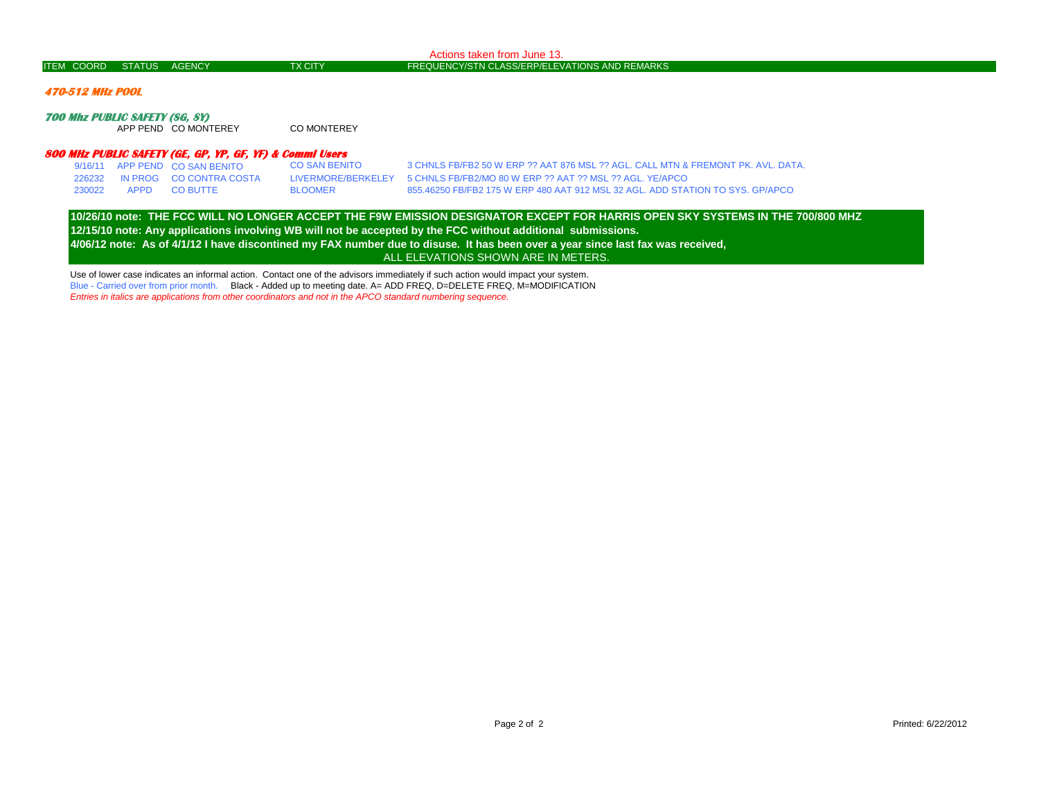Actions taken from June 13.

| ITEM | COORD | STATUS | AGENCY | TX CITY | FREQUENCY/STN CLASS/ERP/ELEVATIONS AND REMARKS |
|---|---|---|---|---|---|
| ***470-512 MHz POOL*** | | | | | |
| ***700 Mhz PUBLIC SAFETY (SG, SY)*** | | | | | |
| | | APP PEND | CO MONTEREY | CO MONTEREY | |
| ***800 MHz PUBLIC SAFETY (GE, GP, YP, GF, YF) & Comml Users*** | | | | | |
| | 9/16/11 | APP PEND | CO SAN BENITO | CO SAN BENITO | 3 CHNLS FB/FB2 50 W ERP ?? AAT 876 MSL ?? AGL. CALL MTN & FREMONT PK. AVL. DATA. |
| | 226232 | IN PROG | CO CONTRA COSTA | LIVERMORE/BERKELEY | 5 CHNLS FB/FB2/MO 80 W ERP ?? AAT ?? MSL ?? AGL. YE/APCO |
| | 230022 | APPD | CO BUTTE | BLOOMER | 855.46250 FB/FB2 175 W ERP 480 AAT 912 MSL 32 AGL. ADD STATION TO SYS. GP/APCO |

**10/26/10 note: THE FCC WILL NO LONGER ACCEPT THE F9W EMISSION DESIGNATOR EXCEPT FOR HARRIS OPEN SKY SYSTEMS IN THE 700/800 MHZ**

**12/15/10 note: Any applications involving WB will not be accepted by the FCC without additional submissions.**

**4/06/12 note: As of 4/1/12 I have discontined my FAX number due to disuse. It has been over a year since last fax was received,**

ALL ELEVATIONS SHOWN ARE IN METERS.

Use of lower case indicates an informal action. Contact one of the advisors immediately if such action would impact your system.

Blue - Carried over from prior month. Black - Added up to meeting date. A= ADD FREQ, D=DELETE FREQ, M=MODIFICATION

*Entries in italics are applications from other coordinators and not in the APCO standard numbering sequence.*

Printed: 6/22/2012